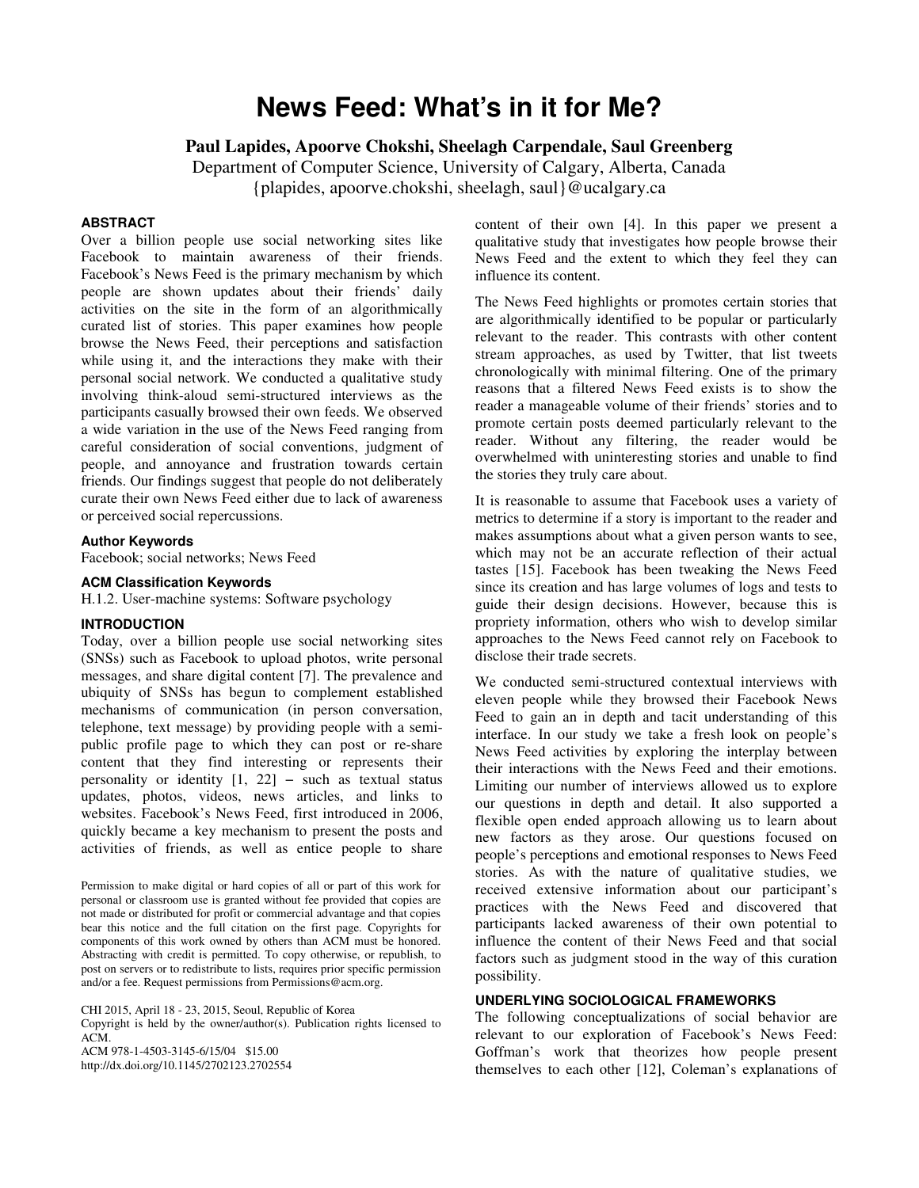# News Feed: What's in it for Me?

**Paul Lapides, Apoorve Chokshi, Sheelagh Carpendale, Saul Greenberg**

Department of Computer Science, University of Calgary, Alberta, Canada

{plapides, apoorve.chokshi, sheelagh, saul}@ucalgary.ca

## ABSTRACT

Over a billion people use social networking sites like Facebook to maintain awareness of their friends. Facebook's News Feed is the primary mechanism by which people are shown updates about their friends' daily activities on the site in the form of an algorithmically curated list of stories. This paper examines how people browse the News Feed, their perceptions and satisfaction while using it, and the interactions they make with their personal social network. We conducted a qualitative study involving think-aloud semi-structured interviews as the participants casually browsed their own feeds. We observed a wide variation in the use of the News Feed ranging from careful consideration of social conventions, judgment of people, and annoyance and frustration towards certain friends. Our findings suggest that people do not deliberately curate their own News Feed either due to lack of awareness or perceived social repercussions.

## Author Keywords

Facebook; social networks; News Feed

## ACM Classification Keywords

H.1.2. User-machine systems: Software psychology

## INTRODUCTION

Today, over a billion people use social networking sites (SNSs) such as Facebook to upload photos, write personal messages, and share digital content [7]. The prevalence and ubiquity of SNSs has begun to complement established mechanisms of communication (in person conversation, telephone, text message) by providing people with a semi-public profile page to which they can post or re-share content that they find interesting or represents their personality or identity [1, 22] – such as textual status updates, photos, videos, news articles, and links to websites. Facebook's News Feed, first introduced in 2006, quickly became a key mechanism to present the posts and activities of friends, as well as entice people to share content of their own [4]. In this paper we present a qualitative study that investigates how people browse their News Feed and the extent to which they feel they can influence its content.

The News Feed highlights or promotes certain stories that are algorithmically identified to be popular or particularly relevant to the reader. This contrasts with other content stream approaches, as used by Twitter, that list tweets chronologically with minimal filtering. One of the primary reasons that a filtered News Feed exists is to show the reader a manageable volume of their friends' stories and to promote certain posts deemed particularly relevant to the reader. Without any filtering, the reader would be overwhelmed with uninteresting stories and unable to find the stories they truly care about.

It is reasonable to assume that Facebook uses a variety of metrics to determine if a story is important to the reader and makes assumptions about what a given person wants to see, which may not be an accurate reflection of their actual tastes [15]. Facebook has been tweaking the News Feed since its creation and has large volumes of logs and tests to guide their design decisions. However, because this is propriety information, others who wish to develop similar approaches to the News Feed cannot rely on Facebook to disclose their trade secrets.

We conducted semi-structured contextual interviews with eleven people while they browsed their Facebook News Feed to gain an in depth and tacit understanding of this interface. In our study we take a fresh look on people's News Feed activities by exploring the interplay between their interactions with the News Feed and their emotions. Limiting our number of interviews allowed us to explore our questions in depth and detail. It also supported a flexible open ended approach allowing us to learn about new factors as they arose. Our questions focused on people's perceptions and emotional responses to News Feed stories. As with the nature of qualitative studies, we received extensive information about our participant's practices with the News Feed and discovered that participants lacked awareness of their own potential to influence the content of their News Feed and that social factors such as judgment stood in the way of this curation possibility.

## UNDERLYING SOCIOLOGICAL FRAMEWORKS

The following conceptualizations of social behavior are relevant to our exploration of Facebook's News Feed: Goffman's work that theorizes how people present themselves to each other [12], Coleman's explanations of

Permission to make digital or hard copies of all or part of this work for personal or classroom use is granted without fee provided that copies are not made or distributed for profit or commercial advantage and that copies bear this notice and the full citation on the first page. Copyrights for components of this work owned by others than ACM must be honored. Abstracting with credit is permitted. To copy otherwise, or republish, to post on servers or to redistribute to lists, requires prior specific permission and/or a fee. Request permissions from Permissions@acm.org.

CHI 2015, April 18 - 23, 2015, Seoul, Republic of Korea
Copyright is held by the owner/author(s). Publication rights licensed to ACM.
ACM 978-1-4503-3145-6/15/04 $15.00
http://dx.doi.org/10.1145/2702123.2702554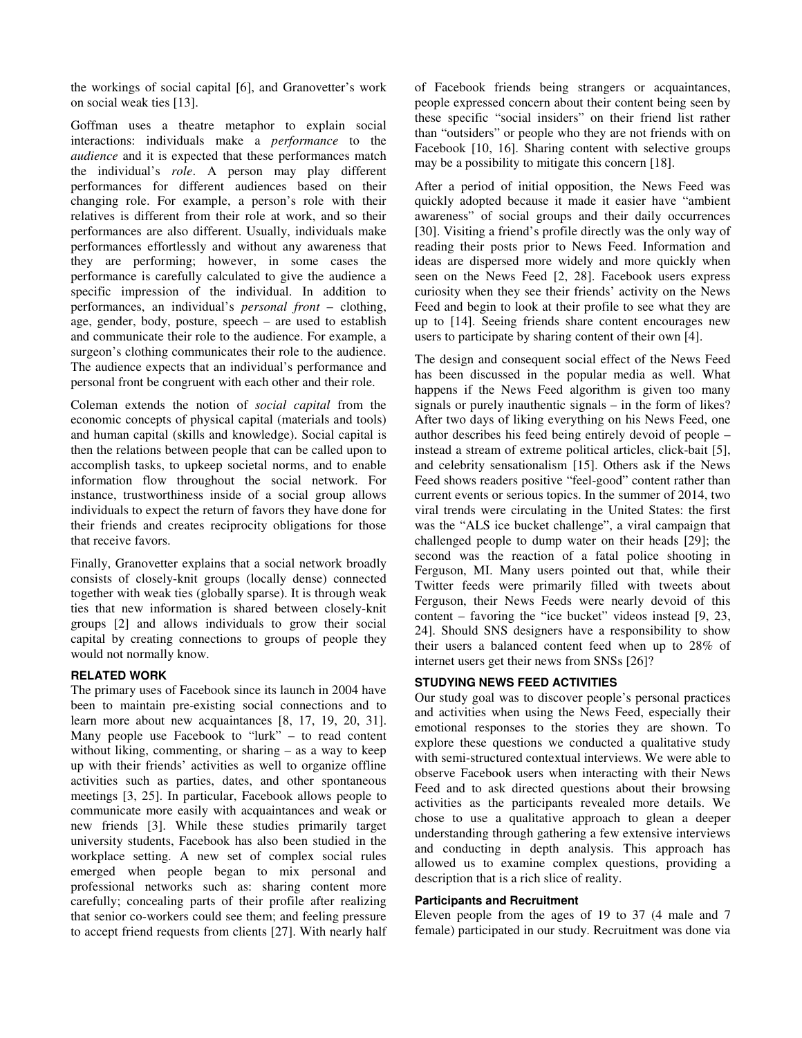the workings of social capital [6], and Granovetter's work on social weak ties [13].

Goffman uses a theatre metaphor to explain social interactions: individuals make a *performance* to the *audience* and it is expected that these performances match the individual's *role*. A person may play different performances for different audiences based on their changing role. For example, a person's role with their relatives is different from their role at work, and so their performances are also different. Usually, individuals make performances effortlessly and without any awareness that they are performing; however, in some cases the performance is carefully calculated to give the audience a specific impression of the individual. In addition to performances, an individual's *personal front* – clothing, age, gender, body, posture, speech – are used to establish and communicate their role to the audience. For example, a surgeon's clothing communicates their role to the audience. The audience expects that an individual's performance and personal front be congruent with each other and their role.

Coleman extends the notion of *social capital* from the economic concepts of physical capital (materials and tools) and human capital (skills and knowledge). Social capital is then the relations between people that can be called upon to accomplish tasks, to upkeep societal norms, and to enable information flow throughout the social network. For instance, trustworthiness inside of a social group allows individuals to expect the return of favors they have done for their friends and creates reciprocity obligations for those that receive favors.

Finally, Granovetter explains that a social network broadly consists of closely-knit groups (locally dense) connected together with weak ties (globally sparse). It is through weak ties that new information is shared between closely-knit groups [2] and allows individuals to grow their social capital by creating connections to groups of people they would not normally know.

## RELATED WORK

The primary uses of Facebook since its launch in 2004 have been to maintain pre-existing social connections and to learn more about new acquaintances [8, 17, 19, 20, 31]. Many people use Facebook to "lurk" – to read content without liking, commenting, or sharing – as a way to keep up with their friends' activities as well to organize offline activities such as parties, dates, and other spontaneous meetings [3, 25]. In particular, Facebook allows people to communicate more easily with acquaintances and weak or new friends [3]. While these studies primarily target university students, Facebook has also been studied in the workplace setting. A new set of complex social rules emerged when people began to mix personal and professional networks such as: sharing content more carefully; concealing parts of their profile after realizing that senior co-workers could see them; and feeling pressure to accept friend requests from clients [27]. With nearly half of Facebook friends being strangers or acquaintances, people expressed concern about their content being seen by these specific "social insiders" on their friend list rather than "outsiders" or people who they are not friends with on Facebook [10, 16]. Sharing content with selective groups may be a possibility to mitigate this concern [18].

After a period of initial opposition, the News Feed was quickly adopted because it made it easier have "ambient awareness" of social groups and their daily occurrences [30]. Visiting a friend's profile directly was the only way of reading their posts prior to News Feed. Information and ideas are dispersed more widely and more quickly when seen on the News Feed [2, 28]. Facebook users express curiosity when they see their friends' activity on the News Feed and begin to look at their profile to see what they are up to [14]. Seeing friends share content encourages new users to participate by sharing content of their own [4].

The design and consequent social effect of the News Feed has been discussed in the popular media as well. What happens if the News Feed algorithm is given too many signals or purely inauthentic signals – in the form of likes? After two days of liking everything on his News Feed, one author describes his feed being entirely devoid of people – instead a stream of extreme political articles, click-bait [5], and celebrity sensationalism [15]. Others ask if the News Feed shows readers positive "feel-good" content rather than current events or serious topics. In the summer of 2014, two viral trends were circulating in the United States: the first was the "ALS ice bucket challenge", a viral campaign that challenged people to dump water on their heads [29]; the second was the reaction of a fatal police shooting in Ferguson, MI. Many users pointed out that, while their Twitter feeds were primarily filled with tweets about Ferguson, their News Feeds were nearly devoid of this content – favoring the "ice bucket" videos instead [9, 23, 24]. Should SNS designers have a responsibility to show their users a balanced content feed when up to 28% of internet users get their news from SNSs [26]?

## STUDYING NEWS FEED ACTIVITIES

Our study goal was to discover people's personal practices and activities when using the News Feed, especially their emotional responses to the stories they are shown. To explore these questions we conducted a qualitative study with semi-structured contextual interviews. We were able to observe Facebook users when interacting with their News Feed and to ask directed questions about their browsing activities as the participants revealed more details. We chose to use a qualitative approach to glean a deeper understanding through gathering a few extensive interviews and conducting in depth analysis. This approach has allowed us to examine complex questions, providing a description that is a rich slice of reality.

### Participants and Recruitment

Eleven people from the ages of 19 to 37 (4 male and 7 female) participated in our study. Recruitment was done via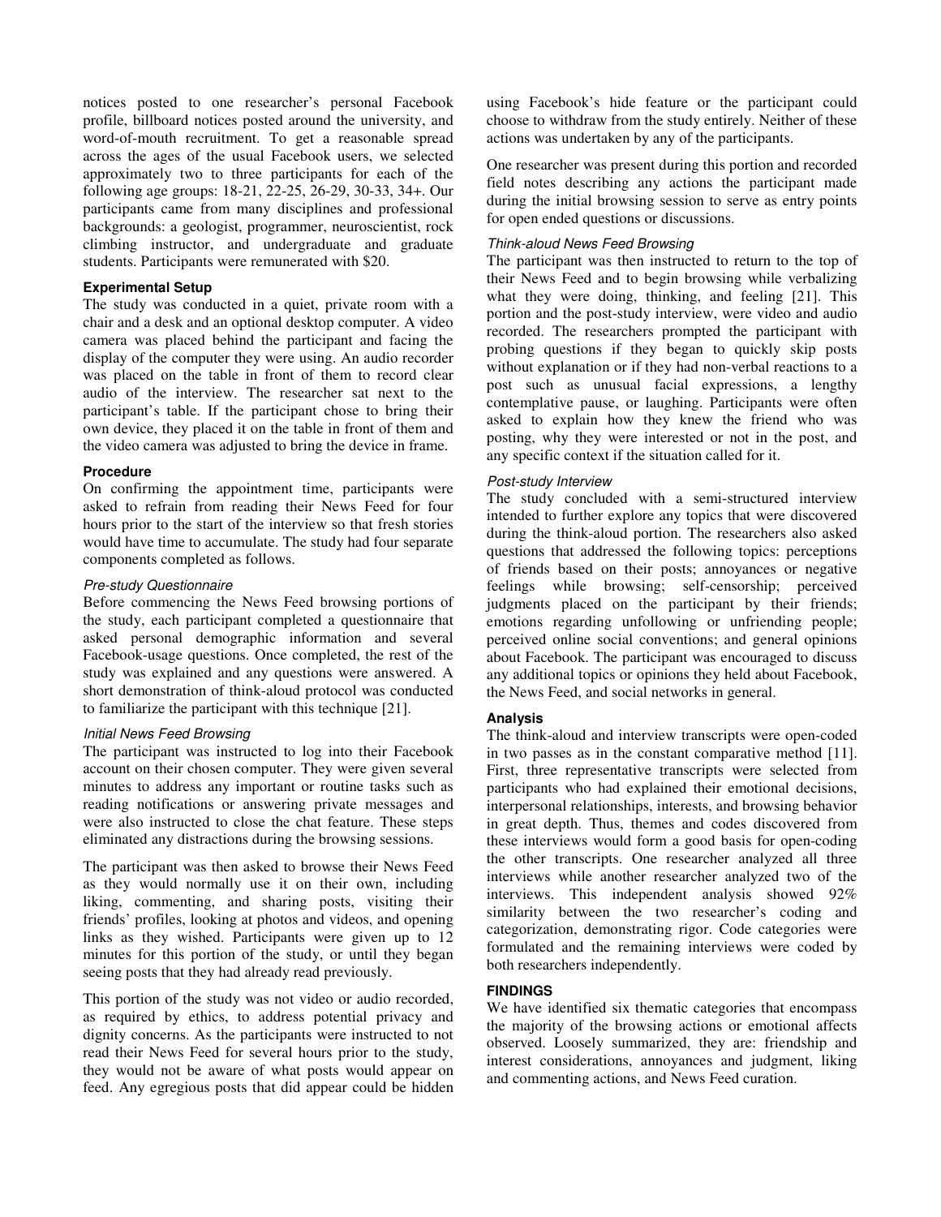notices posted to one researcher's personal Facebook profile, billboard notices posted around the university, and word-of-mouth recruitment. To get a reasonable spread across the ages of the usual Facebook users, we selected approximately two to three participants for each of the following age groups: 18-21, 22-25, 26-29, 30-33, 34+. Our participants came from many disciplines and professional backgrounds: a geologist, programmer, neuroscientist, rock climbing instructor, and undergraduate and graduate students. Participants were remunerated with $20.

### Experimental Setup

The study was conducted in a quiet, private room with a chair and a desk and an optional desktop computer. A video camera was placed behind the participant and facing the display of the computer they were using. An audio recorder was placed on the table in front of them to record clear audio of the interview. The researcher sat next to the participant's table. If the participant chose to bring their own device, they placed it on the table in front of them and the video camera was adjusted to bring the device in frame.

### Procedure

On confirming the appointment time, participants were asked to refrain from reading their News Feed for four hours prior to the start of the interview so that fresh stories would have time to accumulate. The study had four separate components completed as follows.

#### *Pre-study Questionnaire*

Before commencing the News Feed browsing portions of the study, each participant completed a questionnaire that asked personal demographic information and several Facebook-usage questions. Once completed, the rest of the study was explained and any questions were answered. A short demonstration of think-aloud protocol was conducted to familiarize the participant with this technique [21].

#### *Initial News Feed Browsing*

The participant was instructed to log into their Facebook account on their chosen computer. They were given several minutes to address any important or routine tasks such as reading notifications or answering private messages and were also instructed to close the chat feature. These steps eliminated any distractions during the browsing sessions.

The participant was then asked to browse their News Feed as they would normally use it on their own, including liking, commenting, and sharing posts, visiting their friends' profiles, looking at photos and videos, and opening links as they wished. Participants were given up to 12 minutes for this portion of the study, or until they began seeing posts that they had already read previously.

This portion of the study was not video or audio recorded, as required by ethics, to address potential privacy and dignity concerns. As the participants were instructed to not read their News Feed for several hours prior to the study, they would not be aware of what posts would appear on feed. Any egregious posts that did appear could be hidden using Facebook's hide feature or the participant could choose to withdraw from the study entirely. Neither of these actions was undertaken by any of the participants.

One researcher was present during this portion and recorded field notes describing any actions the participant made during the initial browsing session to serve as entry points for open ended questions or discussions.

#### *Think-aloud News Feed Browsing*

The participant was then instructed to return to the top of their News Feed and to begin browsing while verbalizing what they were doing, thinking, and feeling [21]. This portion and the post-study interview, were video and audio recorded. The researchers prompted the participant with probing questions if they began to quickly skip posts without explanation or if they had non-verbal reactions to a post such as unusual facial expressions, a lengthy contemplative pause, or laughing. Participants were often asked to explain how they knew the friend who was posting, why they were interested or not in the post, and any specific context if the situation called for it.

#### *Post-study Interview*

The study concluded with a semi-structured interview intended to further explore any topics that were discovered during the think-aloud portion. The researchers also asked questions that addressed the following topics: perceptions of friends based on their posts; annoyances or negative feelings while browsing; self-censorship; perceived judgments placed on the participant by their friends; emotions regarding unfollowing or unfriending people; perceived online social conventions; and general opinions about Facebook. The participant was encouraged to discuss any additional topics or opinions they held about Facebook, the News Feed, and social networks in general.

### Analysis

The think-aloud and interview transcripts were open-coded in two passes as in the constant comparative method [11]. First, three representative transcripts were selected from participants who had explained their emotional decisions, interpersonal relationships, interests, and browsing behavior in great depth. Thus, themes and codes discovered from these interviews would form a good basis for open-coding the other transcripts. One researcher analyzed all three interviews while another researcher analyzed two of the interviews. This independent analysis showed 92% similarity between the two researcher's coding and categorization, demonstrating rigor. Code categories were formulated and the remaining interviews were coded by both researchers independently.

## FINDINGS

We have identified six thematic categories that encompass the majority of the browsing actions or emotional affects observed. Loosely summarized, they are: friendship and interest considerations, annoyances and judgment, liking and commenting actions, and News Feed curation.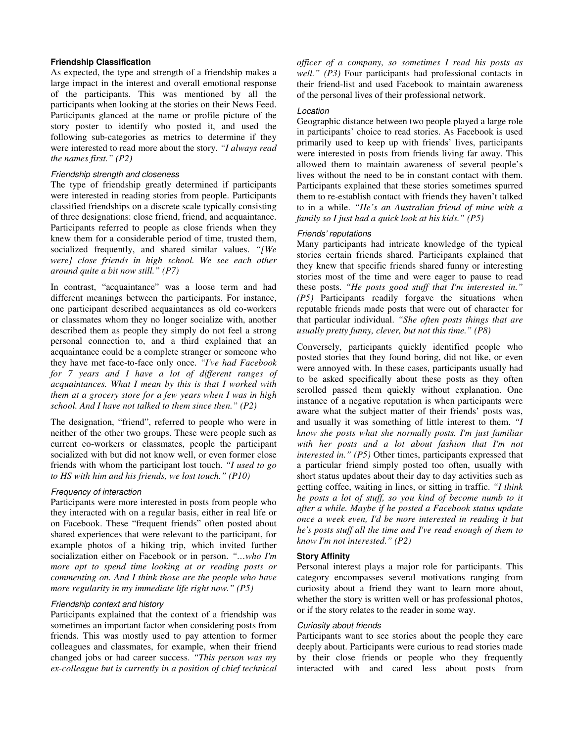### Friendship Classification

As expected, the type and strength of a friendship makes a large impact in the interest and overall emotional response of the participants. This was mentioned by all the participants when looking at the stories on their News Feed. Participants glanced at the name or profile picture of the story poster to identify who posted it, and used the following sub-categories as metrics to determine if they were interested to read more about the story. *"I always read the names first." (P2)*

#### Friendship strength and closeness

The type of friendship greatly determined if participants were interested in reading stories from people. Participants classified friendships on a discrete scale typically consisting of three designations: close friend, friend, and acquaintance. Participants referred to people as close friends when they knew them for a considerable period of time, trusted them, socialized frequently, and shared similar values. *"[We were] close friends in high school. We see each other around quite a bit now still." (P7)*

In contrast, "acquaintance" was a loose term and had different meanings between the participants. For instance, one participant described acquaintances as old co-workers or classmates whom they no longer socialize with, another described them as people they simply do not feel a strong personal connection to, and a third explained that an acquaintance could be a complete stranger or someone who they have met face-to-face only once. *"I've had Facebook for 7 years and I have a lot of different ranges of acquaintances. What I mean by this is that I worked with them at a grocery store for a few years when I was in high school. And I have not talked to them since then." (P2)*

The designation, "friend", referred to people who were in neither of the other two groups. These were people such as current co-workers or classmates, people the participant socialized with but did not know well, or even former close friends with whom the participant lost touch. *"I used to go to HS with him and his friends, we lost touch." (P10)*

#### Frequency of interaction

Participants were more interested in posts from people who they interacted with on a regular basis, either in real life or on Facebook. These "frequent friends" often posted about shared experiences that were relevant to the participant, for example photos of a hiking trip, which invited further socialization either on Facebook or in person. *"…who I'm more apt to spend time looking at or reading posts or commenting on. And I think those are the people who have more regularity in my immediate life right now." (P5)*

#### Friendship context and history

Participants explained that the context of a friendship was sometimes an important factor when considering posts from friends. This was mostly used to pay attention to former colleagues and classmates, for example, when their friend changed jobs or had career success. *"This person was my ex-colleague but is currently in a position of chief technical officer of a company, so sometimes I read his posts as well." (P3)* Four participants had professional contacts in their friend-list and used Facebook to maintain awareness of the personal lives of their professional network.

#### Location

Geographic distance between two people played a large role in participants' choice to read stories. As Facebook is used primarily used to keep up with friends' lives, participants were interested in posts from friends living far away. This allowed them to maintain awareness of several people's lives without the need to be in constant contact with them. Participants explained that these stories sometimes spurred them to re-establish contact with friends they haven't talked to in a while. *"He's an Australian friend of mine with a family so I just had a quick look at his kids." (P5)*

#### Friends' reputations

Many participants had intricate knowledge of the typical stories certain friends shared. Participants explained that they knew that specific friends shared funny or interesting stories most of the time and were eager to pause to read these posts. *"He posts good stuff that I'm interested in." (P5)* Participants readily forgave the situations when reputable friends made posts that were out of character for that particular individual. *"She often posts things that are usually pretty funny, clever, but not this time." (P8)*

Conversely, participants quickly identified people who posted stories that they found boring, did not like, or even were annoyed with. In these cases, participants usually had to be asked specifically about these posts as they often scrolled passed them quickly without explanation. One instance of a negative reputation is when participants were aware what the subject matter of their friends' posts was, and usually it was something of little interest to them. *"I know she posts what she normally posts. I'm just familiar with her posts and a lot about fashion that I'm not interested in." (P5)* Other times, participants expressed that a particular friend simply posted too often, usually with short status updates about their day to day activities such as getting coffee, waiting in lines, or sitting in traffic. *"I think he posts a lot of stuff, so you kind of become numb to it after a while. Maybe if he posted a Facebook status update once a week even, I'd be more interested in reading it but he's posts stuff all the time and I've read enough of them to know I'm not interested." (P2)*

### Story Affinity

Personal interest plays a major role for participants. This category encompasses several motivations ranging from curiosity about a friend they want to learn more about, whether the story is written well or has professional photos, or if the story relates to the reader in some way.

#### Curiosity about friends

Participants want to see stories about the people they care deeply about. Participants were curious to read stories made by their close friends or people who they frequently interacted with and cared less about posts from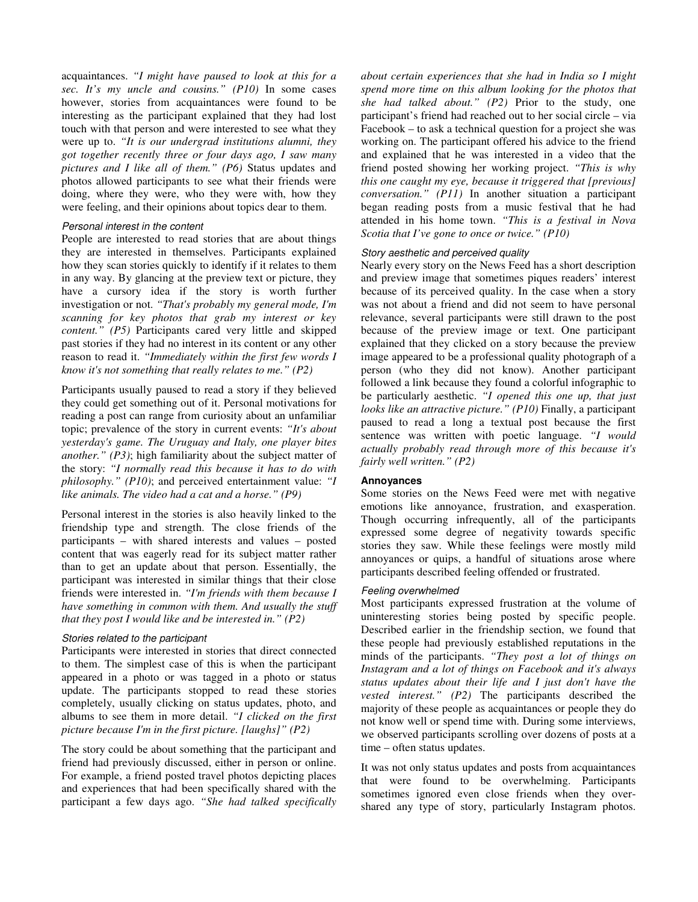acquaintances. *"I might have paused to look at this for a sec. It's my uncle and cousins." (P10)* In some cases however, stories from acquaintances were found to be interesting as the participant explained that they had lost touch with that person and were interested to see what they were up to. *"It is our undergrad institutions alumni, they got together recently three or four days ago, I saw many pictures and I like all of them." (P6)* Status updates and photos allowed participants to see what their friends were doing, where they were, who they were with, how they were feeling, and their opinions about topics dear to them.

#### *Personal interest in the content*

People are interested to read stories that are about things they are interested in themselves. Participants explained how they scan stories quickly to identify if it relates to them in any way. By glancing at the preview text or picture, they have a cursory idea if the story is worth further investigation or not. *"That's probably my general mode, I'm scanning for key photos that grab my interest or key content." (P5)* Participants cared very little and skipped past stories if they had no interest in its content or any other reason to read it. *"Immediately within the first few words I know it's not something that really relates to me." (P2)*

Participants usually paused to read a story if they believed they could get something out of it. Personal motivations for reading a post can range from curiosity about an unfamiliar topic; prevalence of the story in current events: *"It's about yesterday's game. The Uruguay and Italy, one player bites another." (P3)*; high familiarity about the subject matter of the story: *"I normally read this because it has to do with philosophy." (P10)*; and perceived entertainment value: *"I like animals. The video had a cat and a horse." (P9)*

Personal interest in the stories is also heavily linked to the friendship type and strength. The close friends of the participants – with shared interests and values – posted content that was eagerly read for its subject matter rather than to get an update about that person. Essentially, the participant was interested in similar things that their close friends were interested in. *"I'm friends with them because I have something in common with them. And usually the stuff that they post I would like and be interested in." (P2)*

#### *Stories related to the participant*

Participants were interested in stories that direct connected to them. The simplest case of this is when the participant appeared in a photo or was tagged in a photo or status update. The participants stopped to read these stories completely, usually clicking on status updates, photo, and albums to see them in more detail. *"I clicked on the first picture because I'm in the first picture. [laughs]" (P2)*

The story could be about something that the participant and friend had previously discussed, either in person or online. For example, a friend posted travel photos depicting places and experiences that had been specifically shared with the participant a few days ago. *"She had talked specifically about certain experiences that she had in India so I might spend more time on this album looking for the photos that she had talked about." (P2)* Prior to the study, one participant's friend had reached out to her social circle – via Facebook – to ask a technical question for a project she was working on. The participant offered his advice to the friend and explained that he was interested in a video that the friend posted showing her working project. *"This is why this one caught my eye, because it triggered that [previous] conversation." (P11)* In another situation a participant began reading posts from a music festival that he had attended in his home town. *"This is a festival in Nova Scotia that I've gone to once or twice." (P10)*

#### *Story aesthetic and perceived quality*

Nearly every story on the News Feed has a short description and preview image that sometimes piques readers' interest because of its perceived quality. In the case when a story was not about a friend and did not seem to have personal relevance, several participants were still drawn to the post because of the preview image or text. One participant explained that they clicked on a story because the preview image appeared to be a professional quality photograph of a person (who they did not know). Another participant followed a link because they found a colorful infographic to be particularly aesthetic. *"I opened this one up, that just looks like an attractive picture." (P10)* Finally, a participant paused to read a long a textual post because the first sentence was written with poetic language. *"I would actually probably read through more of this because it's fairly well written." (P2)*

### **Annoyances**

Some stories on the News Feed were met with negative emotions like annoyance, frustration, and exasperation. Though occurring infrequently, all of the participants expressed some degree of negativity towards specific stories they saw. While these feelings were mostly mild annoyances or quips, a handful of situations arose where participants described feeling offended or frustrated.

#### *Feeling overwhelmed*

Most participants expressed frustration at the volume of uninteresting stories being posted by specific people. Described earlier in the friendship section, we found that these people had previously established reputations in the minds of the participants. *"They post a lot of things on Instagram and a lot of things on Facebook and it's always status updates about their life and I just don't have the vested interest." (P2)* The participants described the majority of these people as acquaintances or people they do not know well or spend time with. During some interviews, we observed participants scrolling over dozens of posts at a time – often status updates.

It was not only status updates and posts from acquaintances that were found to be overwhelming. Participants sometimes ignored even close friends when they over-shared any type of story, particularly Instagram photos.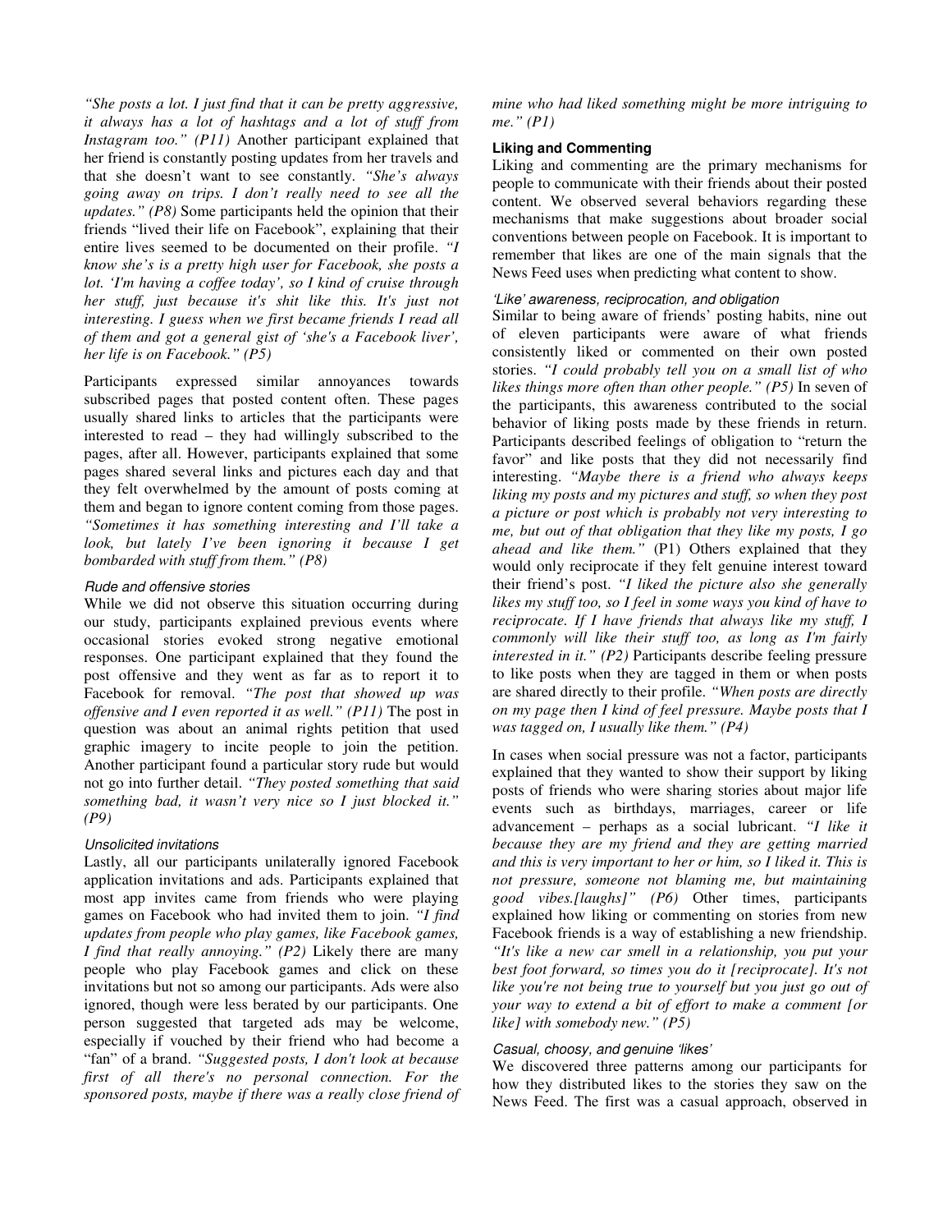*"She posts a lot. I just find that it can be pretty aggressive, it always has a lot of hashtags and a lot of stuff from Instagram too." (P11)* Another participant explained that her friend is constantly posting updates from her travels and that she doesn't want to see constantly. *"She's always going away on trips. I don't really need to see all the updates." (P8)* Some participants held the opinion that their friends "lived their life on Facebook", explaining that their entire lives seemed to be documented on their profile. *"I know she's is a pretty high user for Facebook, she posts a lot. 'I'm having a coffee today', so I kind of cruise through her stuff, just because it's shit like this. It's just not interesting. I guess when we first became friends I read all of them and got a general gist of 'she's a Facebook liver', her life is on Facebook." (P5)*

Participants expressed similar annoyances towards subscribed pages that posted content often. These pages usually shared links to articles that the participants were interested to read – they had willingly subscribed to the pages, after all. However, participants explained that some pages shared several links and pictures each day and that they felt overwhelmed by the amount of posts coming at them and began to ignore content coming from those pages. *"Sometimes it has something interesting and I'll take a look, but lately I've been ignoring it because I get bombarded with stuff from them." (P8)*

#### *Rude and offensive stories*

While we did not observe this situation occurring during our study, participants explained previous events where occasional stories evoked strong negative emotional responses. One participant explained that they found the post offensive and they went as far as to report it to Facebook for removal. *"The post that showed up was offensive and I even reported it as well." (P11)* The post in question was about an animal rights petition that used graphic imagery to incite people to join the petition. Another participant found a particular story rude but would not go into further detail. *"They posted something that said something bad, it wasn't very nice so I just blocked it." (P9)*

#### *Unsolicited invitations*

Lastly, all our participants unilaterally ignored Facebook application invitations and ads. Participants explained that most app invites came from friends who were playing games on Facebook who had invited them to join. *"I find updates from people who play games, like Facebook games, I find that really annoying." (P2)* Likely there are many people who play Facebook games and click on these invitations but not so among our participants. Ads were also ignored, though were less berated by our participants. One person suggested that targeted ads may be welcome, especially if vouched by their friend who had become a "fan" of a brand. *"Suggested posts, I don't look at because first of all there's no personal connection. For the sponsored posts, maybe if there was a really close friend of mine who had liked something might be more intriguing to me." (P1)*

### **Liking and Commenting**

Liking and commenting are the primary mechanisms for people to communicate with their friends about their posted content. We observed several behaviors regarding these mechanisms that make suggestions about broader social conventions between people on Facebook. It is important to remember that likes are one of the main signals that the News Feed uses when predicting what content to show.

#### *'Like' awareness, reciprocation, and obligation*

Similar to being aware of friends' posting habits, nine out of eleven participants were aware of what friends consistently liked or commented on their own posted stories. *"I could probably tell you on a small list of who likes things more often than other people." (P5)* In seven of the participants, this awareness contributed to the social behavior of liking posts made by these friends in return. Participants described feelings of obligation to "return the favor" and like posts that they did not necessarily find interesting. *"Maybe there is a friend who always keeps liking my posts and my pictures and stuff, so when they post a picture or post which is probably not very interesting to me, but out of that obligation that they like my posts, I go ahead and like them."* (P1) Others explained that they would only reciprocate if they felt genuine interest toward their friend's post. *"I liked the picture also she generally likes my stuff too, so I feel in some ways you kind of have to reciprocate. If I have friends that always like my stuff, I commonly will like their stuff too, as long as I'm fairly interested in it." (P2)* Participants describe feeling pressure to like posts when they are tagged in them or when posts are shared directly to their profile. *"When posts are directly on my page then I kind of feel pressure. Maybe posts that I was tagged on, I usually like them." (P4)*

In cases when social pressure was not a factor, participants explained that they wanted to show their support by liking posts of friends who were sharing stories about major life events such as birthdays, marriages, career or life advancement – perhaps as a social lubricant. *"I like it because they are my friend and they are getting married and this is very important to her or him, so I liked it. This is not pressure, someone not blaming me, but maintaining good vibes.[laughs]" (P6)* Other times, participants explained how liking or commenting on stories from new Facebook friends is a way of establishing a new friendship. *"It's like a new car smell in a relationship, you put your best foot forward, so times you do it [reciprocate]. It's not like you're not being true to yourself but you just go out of your way to extend a bit of effort to make a comment [or like] with somebody new." (P5)*

#### *Casual, choosy, and genuine 'likes'*

We discovered three patterns among our participants for how they distributed likes to the stories they saw on the News Feed. The first was a casual approach, observed in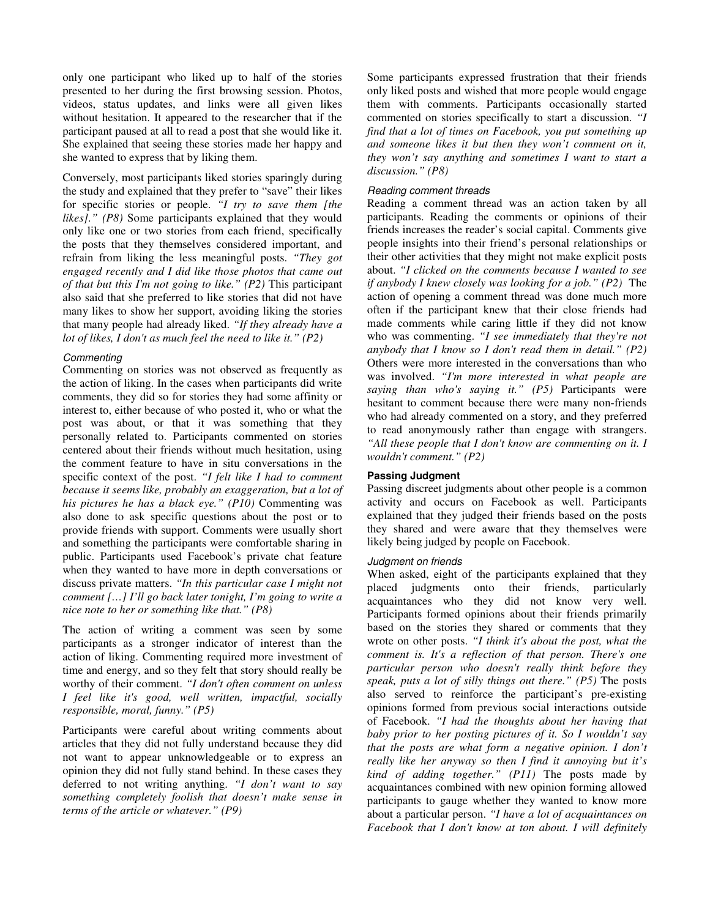only one participant who liked up to half of the stories presented to her during the first browsing session. Photos, videos, status updates, and links were all given likes without hesitation. It appeared to the researcher that if the participant paused at all to read a post that she would like it. She explained that seeing these stories made her happy and she wanted to express that by liking them.

Conversely, most participants liked stories sparingly during the study and explained that they prefer to "save" their likes for specific stories or people. *"I try to save them [the likes]." (P8)* Some participants explained that they would only like one or two stories from each friend, specifically the posts that they themselves considered important, and refrain from liking the less meaningful posts. *"They got engaged recently and I did like those photos that came out of that but this I'm not going to like." (P2)* This participant also said that she preferred to like stories that did not have many likes to show her support, avoiding liking the stories that many people had already liked. *"If they already have a lot of likes, I don't as much feel the need to like it." (P2)*

#### *Commenting*

Commenting on stories was not observed as frequently as the action of liking. In the cases when participants did write comments, they did so for stories they had some affinity or interest to, either because of who posted it, who or what the post was about, or that it was something that they personally related to. Participants commented on stories centered about their friends without much hesitation, using the comment feature to have in situ conversations in the specific context of the post. *"I felt like I had to comment because it seems like, probably an exaggeration, but a lot of his pictures he has a black eye." (P10)* Commenting was also done to ask specific questions about the post or to provide friends with support. Comments were usually short and something the participants were comfortable sharing in public. Participants used Facebook's private chat feature when they wanted to have more in depth conversations or discuss private matters. *"In this particular case I might not comment […] I'll go back later tonight, I'm going to write a nice note to her or something like that." (P8)*

The action of writing a comment was seen by some participants as a stronger indicator of interest than the action of liking. Commenting required more investment of time and energy, and so they felt that story should really be worthy of their comment. *"I don't often comment on unless I feel like it's good, well written, impactful, socially responsible, moral, funny." (P5)*

Participants were careful about writing comments about articles that they did not fully understand because they did not want to appear unknowledgeable or to express an opinion they did not fully stand behind. In these cases they deferred to not writing anything. *"I don't want to say something completely foolish that doesn't make sense in terms of the article or whatever." (P9)*

Some participants expressed frustration that their friends only liked posts and wished that more people would engage them with comments. Participants occasionally started commented on stories specifically to start a discussion. *"I find that a lot of times on Facebook, you put something up and someone likes it but then they won't comment on it, they won't say anything and sometimes I want to start a discussion." (P8)*

#### *Reading comment threads*

Reading a comment thread was an action taken by all participants. Reading the comments or opinions of their friends increases the reader's social capital. Comments give people insights into their friend's personal relationships or their other activities that they might not make explicit posts about. *"I clicked on the comments because I wanted to see if anybody I knew closely was looking for a job." (P2)* The action of opening a comment thread was done much more often if the participant knew that their close friends had made comments while caring little if they did not know who was commenting. *"I see immediately that they're not anybody that I know so I don't read them in detail." (P2)* Others were more interested in the conversations than who was involved. *"I'm more interested in what people are saying than who's saying it." (P5)* Participants were hesitant to comment because there were many non-friends who had already commented on a story, and they preferred to read anonymously rather than engage with strangers. *"All these people that I don't know are commenting on it. I wouldn't comment." (P2)*

### **Passing Judgment**

Passing discreet judgments about other people is a common activity and occurs on Facebook as well. Participants explained that they judged their friends based on the posts they shared and were aware that they themselves were likely being judged by people on Facebook.

#### *Judgment on friends*

When asked, eight of the participants explained that they placed judgments onto their friends, particularly acquaintances who they did not know very well. Participants formed opinions about their friends primarily based on the stories they shared or comments that they wrote on other posts. *"I think it's about the post, what the comment is. It's a reflection of that person. There's one particular person who doesn't really think before they speak, puts a lot of silly things out there." (P5)* The posts also served to reinforce the participant's pre-existing opinions formed from previous social interactions outside of Facebook. *"I had the thoughts about her having that baby prior to her posting pictures of it. So I wouldn't say that the posts are what form a negative opinion. I don't really like her anyway so then I find it annoying but it's kind of adding together." (P11)* The posts made by acquaintances combined with new opinion forming allowed participants to gauge whether they wanted to know more about a particular person. *"I have a lot of acquaintances on Facebook that I don't know at ton about. I will definitely*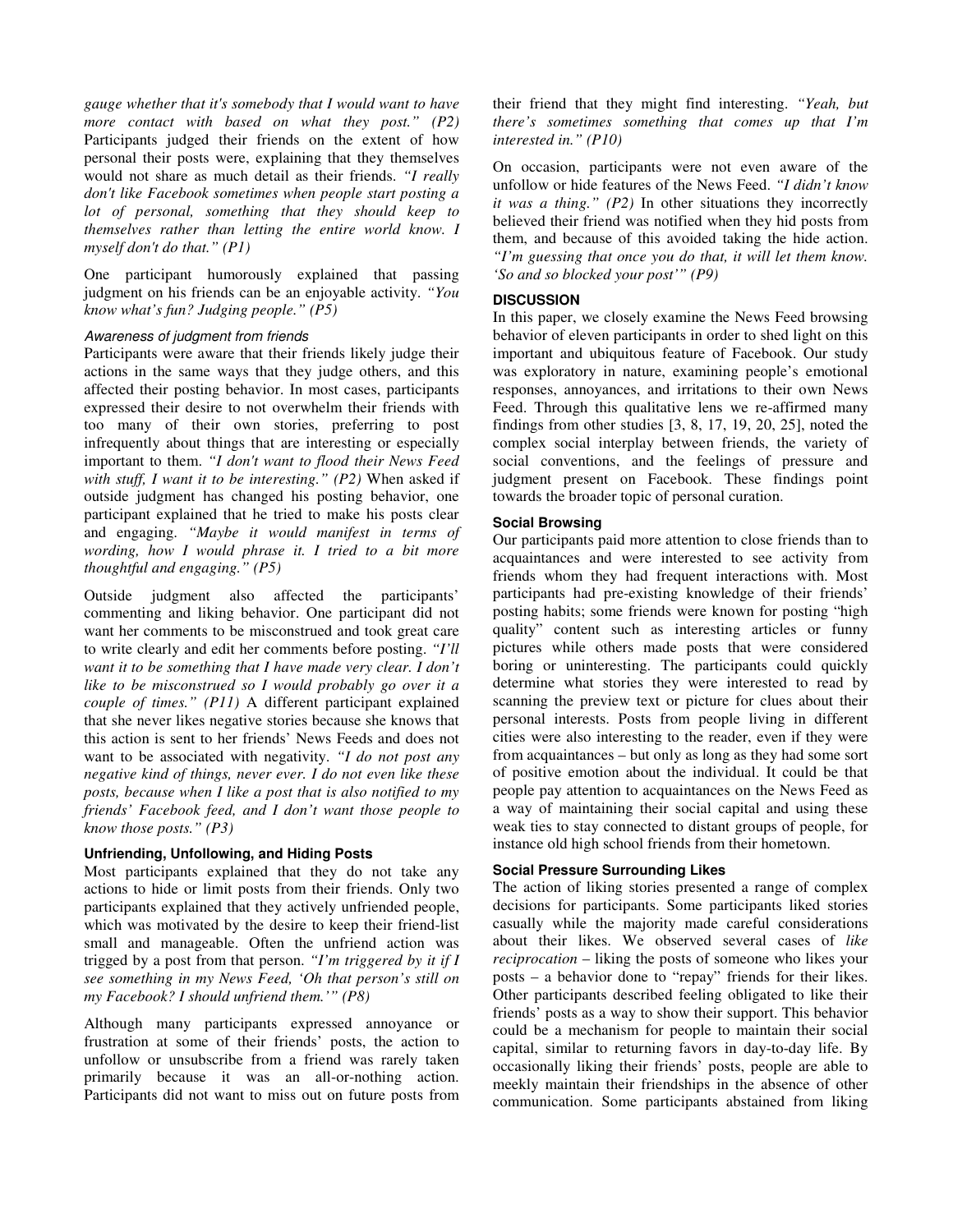*gauge whether that it's somebody that I would want to have more contact with based on what they post." (P2)* Participants judged their friends on the extent of how personal their posts were, explaining that they themselves would not share as much detail as their friends. *"I really don't like Facebook sometimes when people start posting a lot of personal, something that they should keep to themselves rather than letting the entire world know. I myself don't do that." (P1)*

One participant humorously explained that passing judgment on his friends can be an enjoyable activity. *"You know what's fun? Judging people." (P5)*

#### Awareness of judgment from friends

Participants were aware that their friends likely judge their actions in the same ways that they judge others, and this affected their posting behavior. In most cases, participants expressed their desire to not overwhelm their friends with too many of their own stories, preferring to post infrequently about things that are interesting or especially important to them. *"I don't want to flood their News Feed with stuff, I want it to be interesting." (P2)* When asked if outside judgment has changed his posting behavior, one participant explained that he tried to make his posts clear and engaging. *"Maybe it would manifest in terms of wording, how I would phrase it. I tried to a bit more thoughtful and engaging." (P5)*

Outside judgment also affected the participants' commenting and liking behavior. One participant did not want her comments to be misconstrued and took great care to write clearly and edit her comments before posting. *"I'll want it to be something that I have made very clear. I don't like to be misconstrued so I would probably go over it a couple of times." (P11)* A different participant explained that she never likes negative stories because she knows that this action is sent to her friends' News Feeds and does not want to be associated with negativity. *"I do not post any negative kind of things, never ever. I do not even like these posts, because when I like a post that is also notified to my friends' Facebook feed, and I don't want those people to know those posts." (P3)*

### Unfriending, Unfollowing, and Hiding Posts

Most participants explained that they do not take any actions to hide or limit posts from their friends. Only two participants explained that they actively unfriended people, which was motivated by the desire to keep their friend-list small and manageable. Often the unfriend action was trigged by a post from that person. *"I'm triggered by it if I see something in my News Feed, 'Oh that person's still on my Facebook? I should unfriend them.'" (P8)*

Although many participants expressed annoyance or frustration at some of their friends' posts, the action to unfollow or unsubscribe from a friend was rarely taken primarily because it was an all-or-nothing action. Participants did not want to miss out on future posts from their friend that they might find interesting. *"Yeah, but there's sometimes something that comes up that I'm interested in." (P10)*

On occasion, participants were not even aware of the unfollow or hide features of the News Feed. *"I didn't know it was a thing." (P2)* In other situations they incorrectly believed their friend was notified when they hid posts from them, and because of this avoided taking the hide action. *"I'm guessing that once you do that, it will let them know. 'So and so blocked your post'" (P9)*

## DISCUSSION

In this paper, we closely examine the News Feed browsing behavior of eleven participants in order to shed light on this important and ubiquitous feature of Facebook. Our study was exploratory in nature, examining people's emotional responses, annoyances, and irritations to their own News Feed. Through this qualitative lens we re-affirmed many findings from other studies [3, 8, 17, 19, 20, 25], noted the complex social interplay between friends, the variety of social conventions, and the feelings of pressure and judgment present on Facebook. These findings point towards the broader topic of personal curation.

### Social Browsing

Our participants paid more attention to close friends than to acquaintances and were interested to see activity from friends whom they had frequent interactions with. Most participants had pre-existing knowledge of their friends' posting habits; some friends were known for posting "high quality" content such as interesting articles or funny pictures while others made posts that were considered boring or uninteresting. The participants could quickly determine what stories they were interested to read by scanning the preview text or picture for clues about their personal interests. Posts from people living in different cities were also interesting to the reader, even if they were from acquaintances – but only as long as they had some sort of positive emotion about the individual. It could be that people pay attention to acquaintances on the News Feed as a way of maintaining their social capital and using these weak ties to stay connected to distant groups of people, for instance old high school friends from their hometown.

### Social Pressure Surrounding Likes

The action of liking stories presented a range of complex decisions for participants. Some participants liked stories casually while the majority made careful considerations about their likes. We observed several cases of *like reciprocation* – liking the posts of someone who likes your posts – a behavior done to "repay" friends for their likes. Other participants described feeling obligated to like their friends' posts as a way to show their support. This behavior could be a mechanism for people to maintain their social capital, similar to returning favors in day-to-day life. By occasionally liking their friends' posts, people are able to meekly maintain their friendships in the absence of other communication. Some participants abstained from liking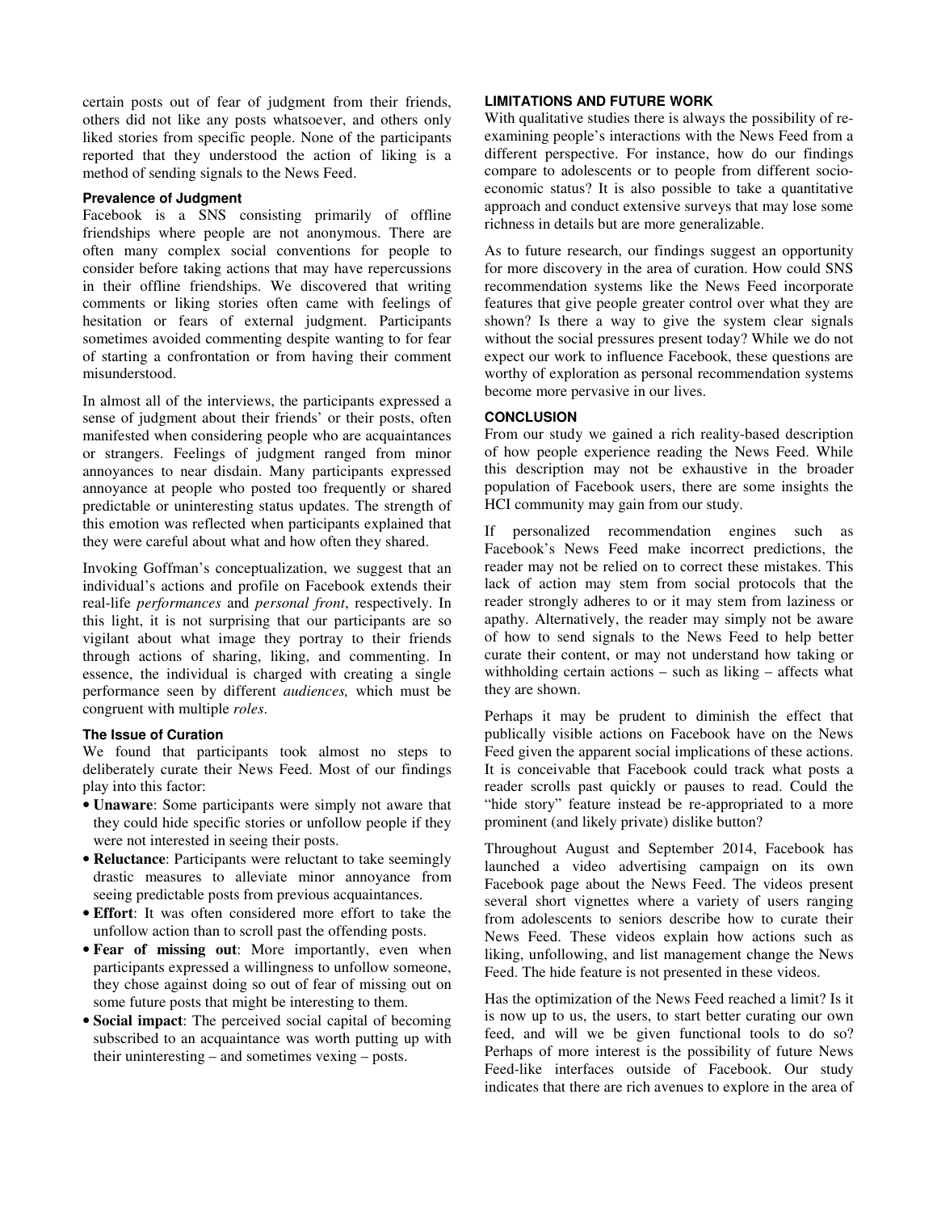certain posts out of fear of judgment from their friends, others did not like any posts whatsoever, and others only liked stories from specific people. None of the participants reported that they understood the action of liking is a method of sending signals to the News Feed.

### Prevalence of Judgment

Facebook is a SNS consisting primarily of offline friendships where people are not anonymous. There are often many complex social conventions for people to consider before taking actions that may have repercussions in their offline friendships. We discovered that writing comments or liking stories often came with feelings of hesitation or fears of external judgment. Participants sometimes avoided commenting despite wanting to for fear of starting a confrontation or from having their comment misunderstood.

In almost all of the interviews, the participants expressed a sense of judgment about their friends' or their posts, often manifested when considering people who are acquaintances or strangers. Feelings of judgment ranged from minor annoyances to near disdain. Many participants expressed annoyance at people who posted too frequently or shared predictable or uninteresting status updates. The strength of this emotion was reflected when participants explained that they were careful about what and how often they shared.

Invoking Goffman's conceptualization, we suggest that an individual's actions and profile on Facebook extends their real-life *performances* and *personal front*, respectively. In this light, it is not surprising that our participants are so vigilant about what image they portray to their friends through actions of sharing, liking, and commenting. In essence, the individual is charged with creating a single performance seen by different *audiences,* which must be congruent with multiple *roles*.

### The Issue of Curation

We found that participants took almost no steps to deliberately curate their News Feed. Most of our findings play into this factor:

- **Unaware**: Some participants were simply not aware that they could hide specific stories or unfollow people if they were not interested in seeing their posts.
- **Reluctance**: Participants were reluctant to take seemingly drastic measures to alleviate minor annoyance from seeing predictable posts from previous acquaintances.
- **Effort**: It was often considered more effort to take the unfollow action than to scroll past the offending posts.
- **Fear of missing out**: More importantly, even when participants expressed a willingness to unfollow someone, they chose against doing so out of fear of missing out on some future posts that might be interesting to them.
- **Social impact**: The perceived social capital of becoming subscribed to an acquaintance was worth putting up with their uninteresting – and sometimes vexing – posts.

## LIMITATIONS AND FUTURE WORK

With qualitative studies there is always the possibility of re-examining people's interactions with the News Feed from a different perspective. For instance, how do our findings compare to adolescents or to people from different socio-economic status? It is also possible to take a quantitative approach and conduct extensive surveys that may lose some richness in details but are more generalizable.

As to future research, our findings suggest an opportunity for more discovery in the area of curation. How could SNS recommendation systems like the News Feed incorporate features that give people greater control over what they are shown? Is there a way to give the system clear signals without the social pressures present today? While we do not expect our work to influence Facebook, these questions are worthy of exploration as personal recommendation systems become more pervasive in our lives.

## CONCLUSION

From our study we gained a rich reality-based description of how people experience reading the News Feed. While this description may not be exhaustive in the broader population of Facebook users, there are some insights the HCI community may gain from our study.

If personalized recommendation engines such as Facebook's News Feed make incorrect predictions, the reader may not be relied on to correct these mistakes. This lack of action may stem from social protocols that the reader strongly adheres to or it may stem from laziness or apathy. Alternatively, the reader may simply not be aware of how to send signals to the News Feed to help better curate their content, or may not understand how taking or withholding certain actions – such as liking – affects what they are shown.

Perhaps it may be prudent to diminish the effect that publically visible actions on Facebook have on the News Feed given the apparent social implications of these actions. It is conceivable that Facebook could track what posts a reader scrolls past quickly or pauses to read. Could the "hide story" feature instead be re-appropriated to a more prominent (and likely private) dislike button?

Throughout August and September 2014, Facebook has launched a video advertising campaign on its own Facebook page about the News Feed. The videos present several short vignettes where a variety of users ranging from adolescents to seniors describe how to curate their News Feed. These videos explain how actions such as liking, unfollowing, and list management change the News Feed. The hide feature is not presented in these videos.

Has the optimization of the News Feed reached a limit? Is it is now up to us, the users, to start better curating our own feed, and will we be given functional tools to do so? Perhaps of more interest is the possibility of future News Feed-like interfaces outside of Facebook. Our study indicates that there are rich avenues to explore in the area of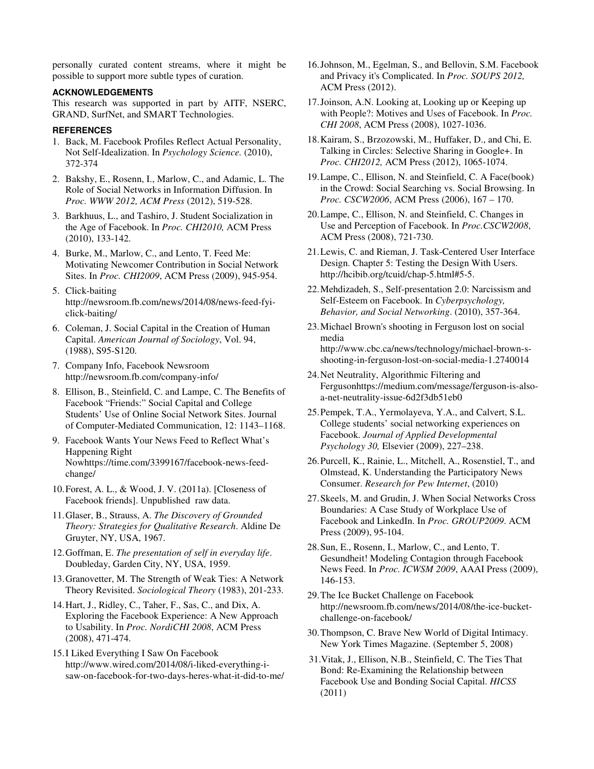personally curated content streams, where it might be possible to support more subtle types of curation.

## ACKNOWLEDGEMENTS

This research was supported in part by AITF, NSERC, GRAND, SurfNet, and SMART Technologies.

## REFERENCES

1. Back, M. Facebook Profiles Reflect Actual Personality, Not Self-Idealization. In *Psychology Science.* (2010), 372-374
2. Bakshy, E., Rosenn, I., Marlow, C., and Adamic, L. The Role of Social Networks in Information Diffusion. In *Proc. WWW 2012, ACM Press* (2012), 519-528.
3. Barkhuus, L., and Tashiro, J. Student Socialization in the Age of Facebook. In *Proc. CHI2010,* ACM Press (2010), 133-142.
4. Burke, M., Marlow, C., and Lento, T. Feed Me: Motivating Newcomer Contribution in Social Network Sites. In *Proc. CHI2009*, ACM Press (2009), 945-954.
5. Click-baiting http://newsroom.fb.com/news/2014/08/news-feed-fyi-click-baiting/
6. Coleman, J. Social Capital in the Creation of Human Capital. *American Journal of Sociology*, Vol. 94, (1988), S95-S120.
7. Company Info, Facebook Newsroom http://newsroom.fb.com/company-info/
8. Ellison, B., Steinfeld, C. and Lampe, C. The Benefits of Facebook "Friends:" Social Capital and College Students' Use of Online Social Network Sites. Journal of Computer-Mediated Communication, 12: 1143–1168.
9. Facebook Wants Your News Feed to Reflect What's Happening Right Nowhttps://time.com/3399167/facebook-news-feed-change/
10. Forest, A. L., & Wood, J. V. (2011a). [Closeness of Facebook friends]. Unpublished raw data.
11. Glaser, B., Strauss, A. *The Discovery of Grounded Theory: Strategies for Qualitative Research*. Aldine De Gruyter, NY, USA, 1967.
12. Goffman, E. *The presentation of self in everyday life*. Doubleday, Garden City, NY, USA, 1959.
13. Granovetter, M. The Strength of Weak Ties: A Network Theory Revisited. *Sociological Theory* (1983), 201-233.
14. Hart, J., Ridley, C., Taher, F., Sas, C., and Dix, A. Exploring the Facebook Experience: A New Approach to Usability. In *Proc. NordiCHI 2008*, ACM Press (2008), 471-474.
15. I Liked Everything I Saw On Facebook http://www.wired.com/2014/08/i-liked-everything-i-saw-on-facebook-for-two-days-heres-what-it-did-to-me/
16. Johnson, M., Egelman, S., and Bellovin, S.M. Facebook and Privacy it's Complicated. In *Proc. SOUPS 2012,* ACM Press (2012).
17. Joinson, A.N. Looking at, Looking up or Keeping up with People?: Motives and Uses of Facebook. In *Proc. CHI 2008*, ACM Press (2008), 1027-1036.
18. Kairam, S., Brzozowski, M., Huffaker, D., and Chi, E. Talking in Circles: Selective Sharing in Google+. In *Proc. CHI2012,* ACM Press (2012), 1065-1074.
19. Lampe, C., Ellison, N. and Steinfield, C. A Face(book) in the Crowd: Social Searching vs. Social Browsing. In *Proc. CSCW2006*, ACM Press (2006), 167 – 170.
20. Lampe, C., Ellison, N. and Steinfield, C. Changes in Use and Perception of Facebook. In *Proc.CSCW2008*, ACM Press (2008), 721-730.
21. Lewis, C. and Rieman, J. Task-Centered User Interface Design. Chapter 5: Testing the Design With Users. http://hcibib.org/tcuid/chap-5.html#5-5.
22. Mehdizadeh, S., Self-presentation 2.0: Narcissism and Self-Esteem on Facebook. In *Cyberpsychology, Behavior, and Social Networking*. (2010), 357-364.
23. Michael Brown's shooting in Ferguson lost on social media http://www.cbc.ca/news/technology/michael-brown-s-shooting-in-ferguson-lost-on-social-media-1.2740014
24. Net Neutrality, Algorithmic Filtering and Fergusonhttps://medium.com/message/ferguson-is-also-a-net-neutrality-issue-6d2f3db51eb0
25. Pempek, T.A., Yermolayeva, Y.A., and Calvert, S.L. College students' social networking experiences on Facebook. *Journal of Applied Developmental Psychology 30,* Elsevier (2009), 227–238.
26. Purcell, K., Rainie, L., Mitchell, A., Rosenstiel, T., and Olmstead, K. Understanding the Participatory News Consumer. *Research for Pew Internet*, (2010)
27. Skeels, M. and Grudin, J. When Social Networks Cross Boundaries: A Case Study of Workplace Use of Facebook and LinkedIn. In *Proc. GROUP2009*. ACM Press (2009), 95-104.
28. Sun, E., Rosenn, I., Marlow, C., and Lento, T. Gesundheit! Modeling Contagion through Facebook News Feed. In *Proc. ICWSM 2009*, AAAI Press (2009), 146-153.
29. The Ice Bucket Challenge on Facebook http://newsroom.fb.com/news/2014/08/the-ice-bucket-challenge-on-facebook/
30. Thompson, C. Brave New World of Digital Intimacy. New York Times Magazine. (September 5, 2008)
31. Vitak, J., Ellison, N.B., Steinfield, C. The Ties That Bond: Re-Examining the Relationship between Facebook Use and Bonding Social Capital. *HICSS* (2011)